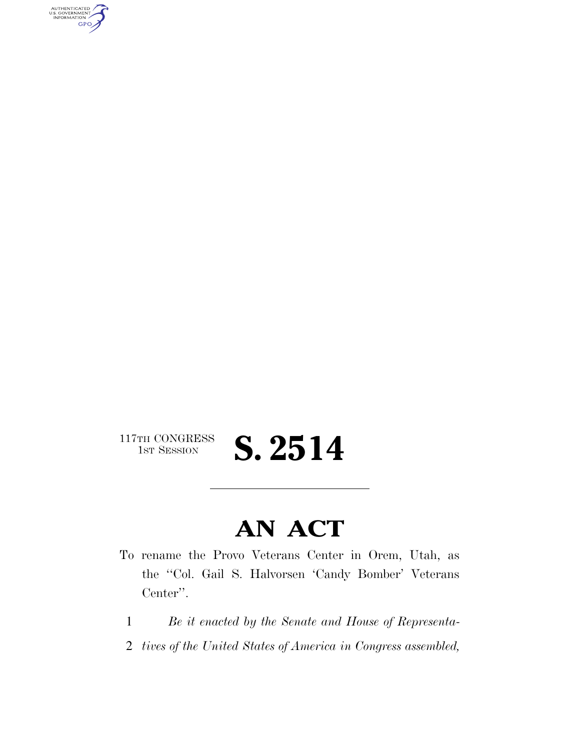117TH CONGRESS
1ST SESSION

# S. 2514

## AN ACT

To rename the Provo Veterans Center in Orem, Utah, as the ''Col. Gail S. Halvorsen 'Candy Bomber' Veterans Center''.

1 *Be it enacted by the Senate and House of Representa-*
2 *tives of the United States of America in Congress assembled,*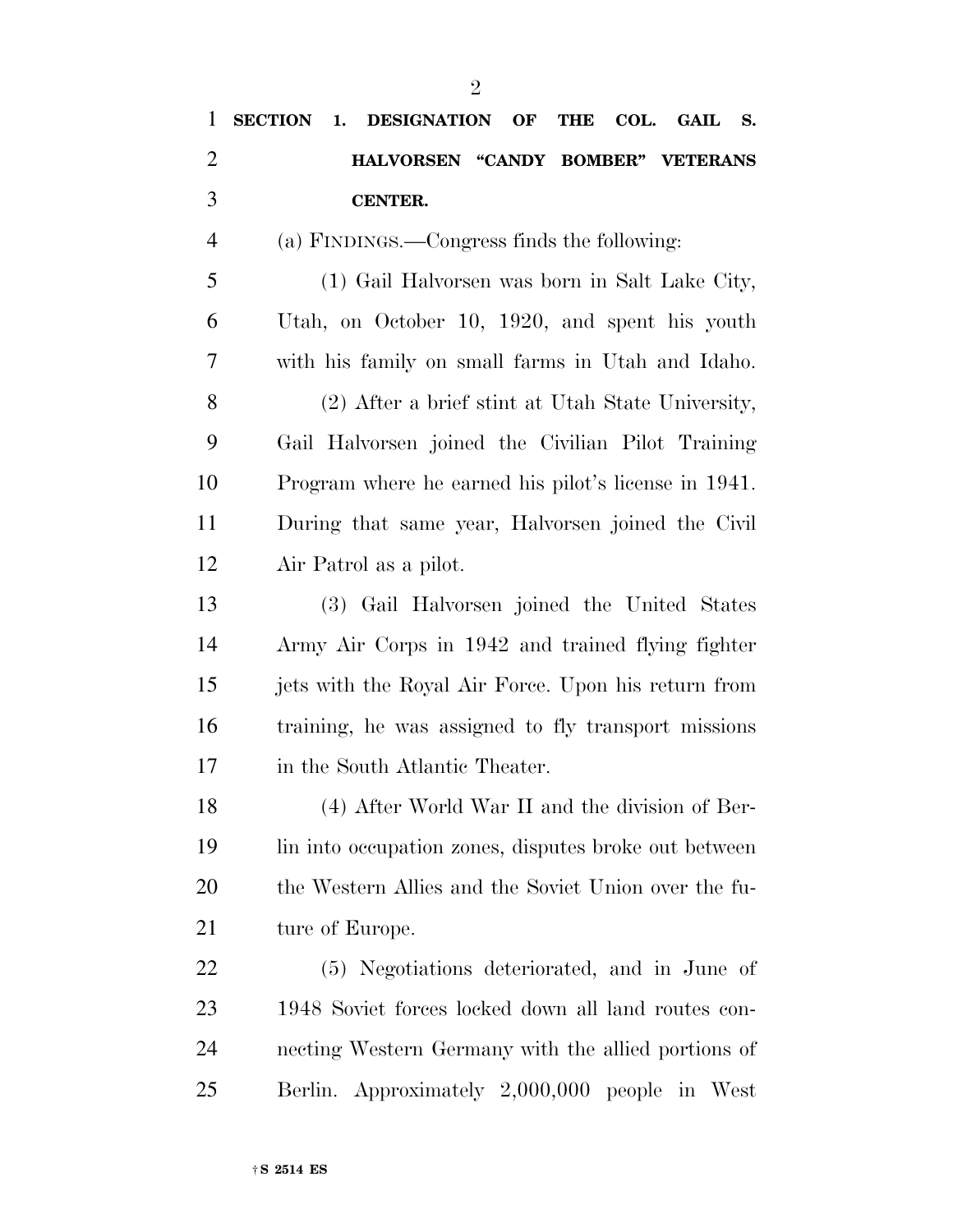**SECTION 1. DESIGNATION OF THE COL. GAIL S. HALVORSEN "CANDY BOMBER" VETERANS CENTER.**

(a) FINDINGS.—Congress finds the following:

(1) Gail Halvorsen was born in Salt Lake City, Utah, on October 10, 1920, and spent his youth with his family on small farms in Utah and Idaho.

(2) After a brief stint at Utah State University, Gail Halvorsen joined the Civilian Pilot Training Program where he earned his pilot's license in 1941. During that same year, Halvorsen joined the Civil Air Patrol as a pilot.

(3) Gail Halvorsen joined the United States Army Air Corps in 1942 and trained flying fighter jets with the Royal Air Force. Upon his return from training, he was assigned to fly transport missions in the South Atlantic Theater.

(4) After World War II and the division of Berlin into occupation zones, disputes broke out between the Western Allies and the Soviet Union over the future of Europe.

(5) Negotiations deteriorated, and in June of 1948 Soviet forces locked down all land routes connecting Western Germany with the allied portions of Berlin. Approximately 2,000,000 people in West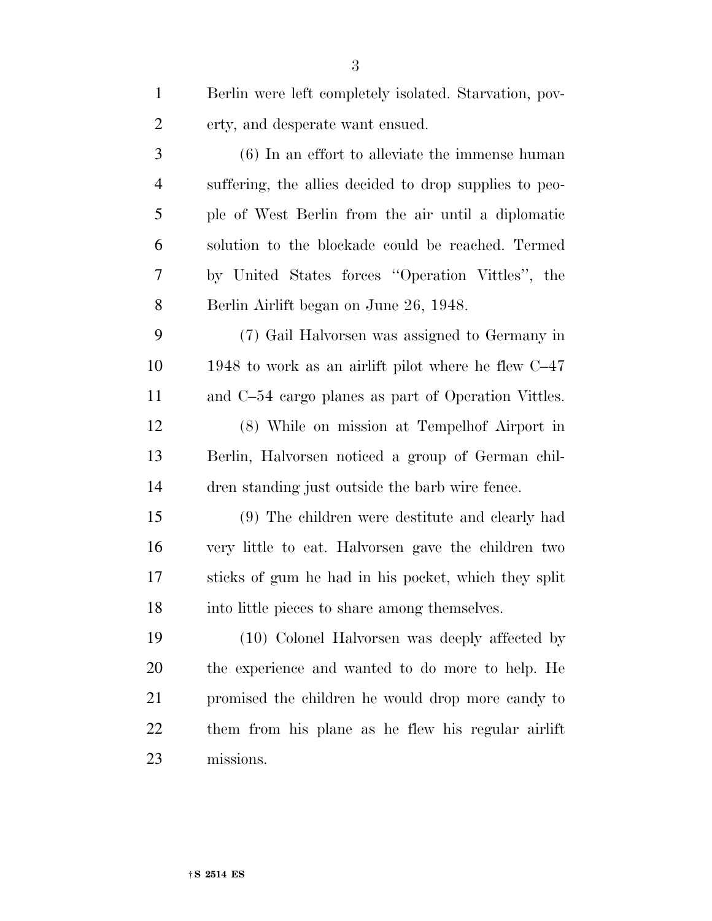Berlin were left completely isolated. Starvation, poverty, and desperate want ensued.

(6) In an effort to alleviate the immense human suffering, the allies decided to drop supplies to people of West Berlin from the air until a diplomatic solution to the blockade could be reached. Termed by United States forces ''Operation Vittles'', the Berlin Airlift began on June 26, 1948.

(7) Gail Halvorsen was assigned to Germany in 1948 to work as an airlift pilot where he flew C–47 and C–54 cargo planes as part of Operation Vittles.

(8) While on mission at Tempelhof Airport in Berlin, Halvorsen noticed a group of German children standing just outside the barb wire fence.

(9) The children were destitute and clearly had very little to eat. Halvorsen gave the children two sticks of gum he had in his pocket, which they split into little pieces to share among themselves.

(10) Colonel Halvorsen was deeply affected by the experience and wanted to do more to help. He promised the children he would drop more candy to them from his plane as he flew his regular airlift missions.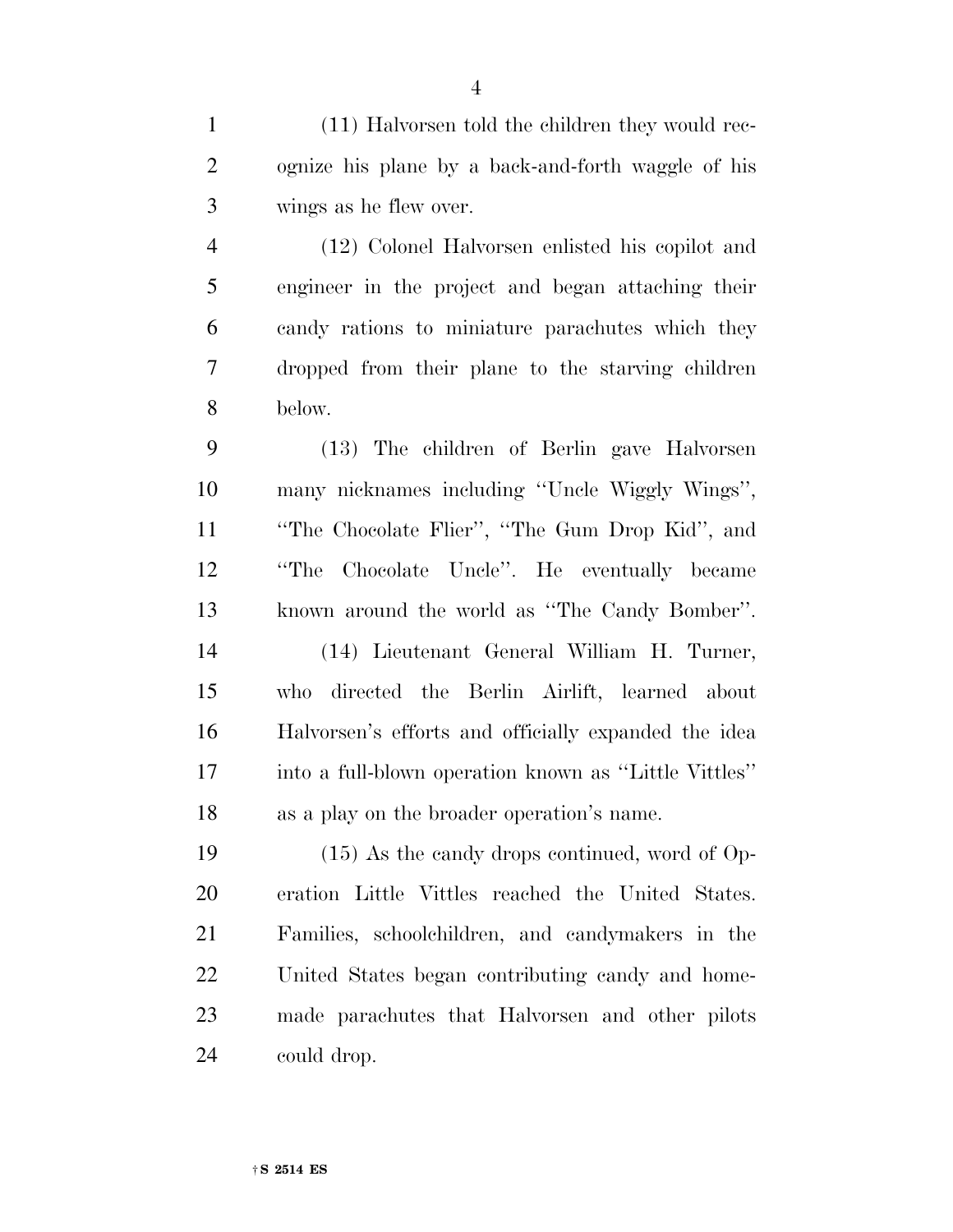(11) Halvorsen told the children they would recognize his plane by a back-and-forth waggle of his wings as he flew over.

(12) Colonel Halvorsen enlisted his copilot and engineer in the project and began attaching their candy rations to miniature parachutes which they dropped from their plane to the starving children below.

(13) The children of Berlin gave Halvorsen many nicknames including ''Uncle Wiggly Wings'', ''The Chocolate Flier'', ''The Gum Drop Kid'', and ''The Chocolate Uncle''. He eventually became known around the world as ''The Candy Bomber''.

(14) Lieutenant General William H. Turner, who directed the Berlin Airlift, learned about Halvorsen's efforts and officially expanded the idea into a full-blown operation known as ''Little Vittles'' as a play on the broader operation's name.

(15) As the candy drops continued, word of Operation Little Vittles reached the United States. Families, schoolchildren, and candymakers in the United States began contributing candy and homemade parachutes that Halvorsen and other pilots could drop.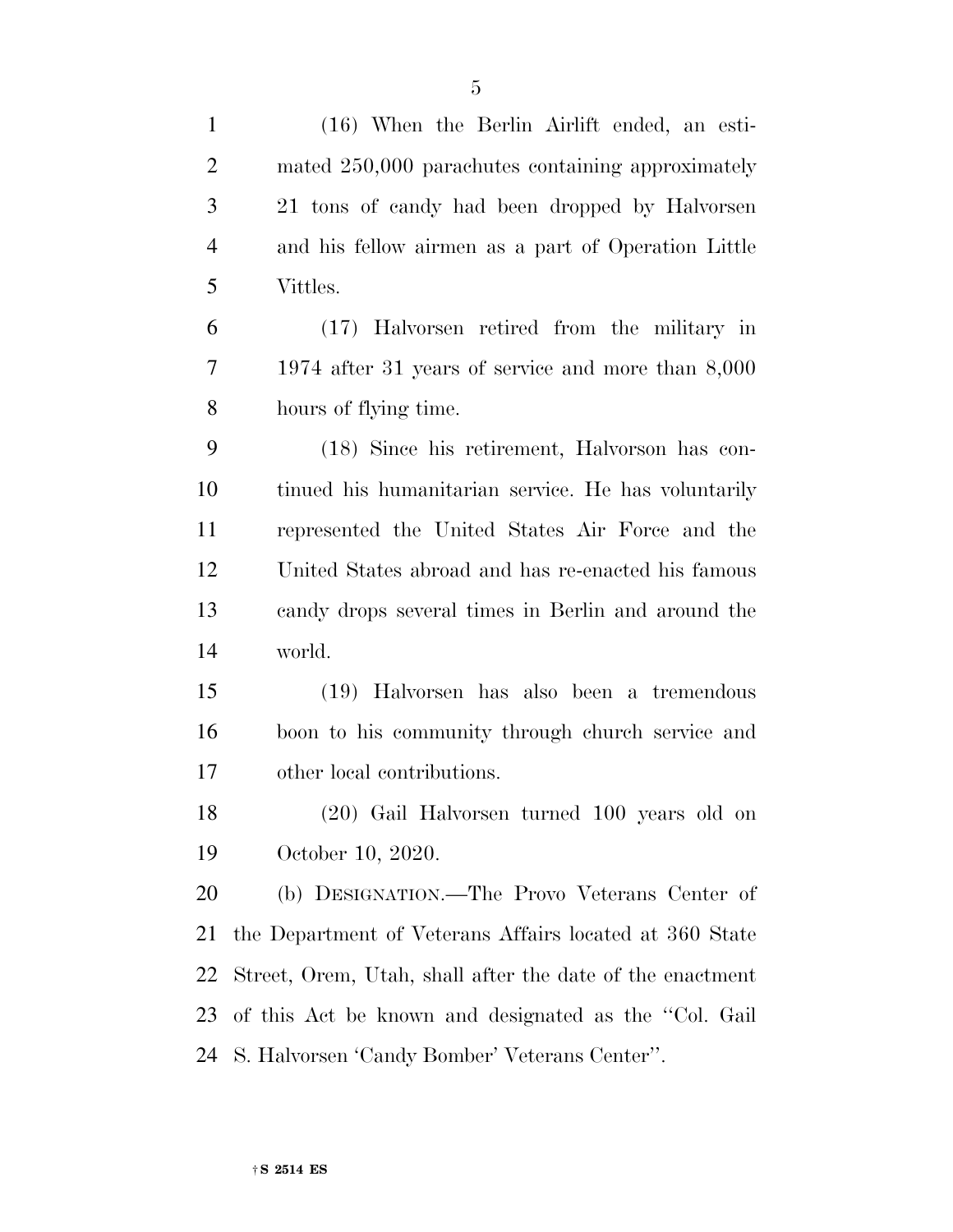(16) When the Berlin Airlift ended, an estimated 250,000 parachutes containing approximately 21 tons of candy had been dropped by Halvorsen and his fellow airmen as a part of Operation Little Vittles.

(17) Halvorsen retired from the military in 1974 after 31 years of service and more than 8,000 hours of flying time.

(18) Since his retirement, Halvorson has continued his humanitarian service. He has voluntarily represented the United States Air Force and the United States abroad and has re-enacted his famous candy drops several times in Berlin and around the world.

(19) Halvorsen has also been a tremendous boon to his community through church service and other local contributions.

(20) Gail Halvorsen turned 100 years old on October 10, 2020.

(b) DESIGNATION.—The Provo Veterans Center of the Department of Veterans Affairs located at 360 State Street, Orem, Utah, shall after the date of the enactment of this Act be known and designated as the ''Col. Gail S. Halvorsen 'Candy Bomber' Veterans Center''.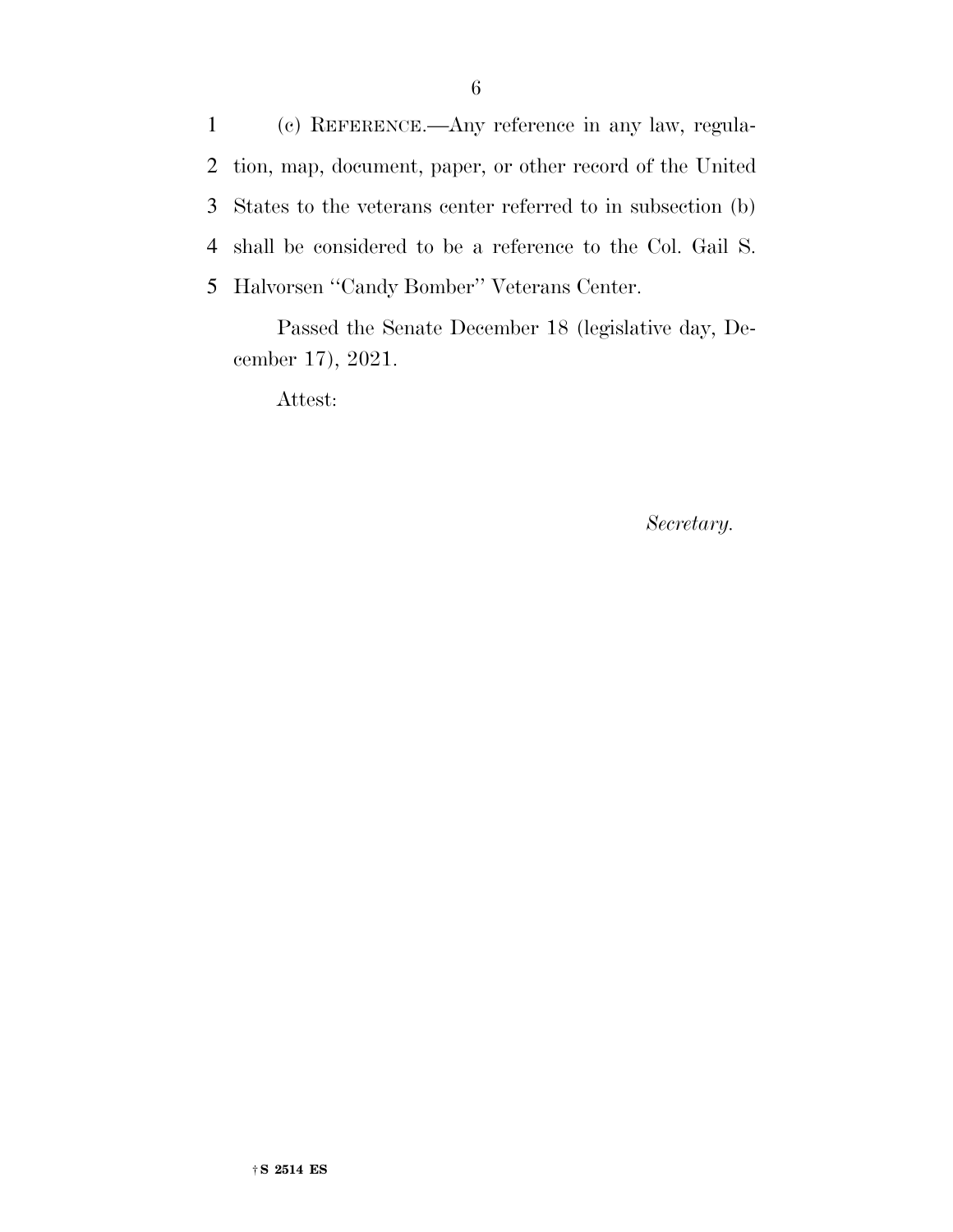(c) REFERENCE.—Any reference in any law, regulation, map, document, paper, or other record of the United States to the veterans center referred to in subsection (b) shall be considered to be a reference to the Col. Gail S. Halvorsen ''Candy Bomber'' Veterans Center.

Passed the Senate December 18 (legislative day, December 17), 2021.

Attest:

*Secretary.*

†S 2514 ES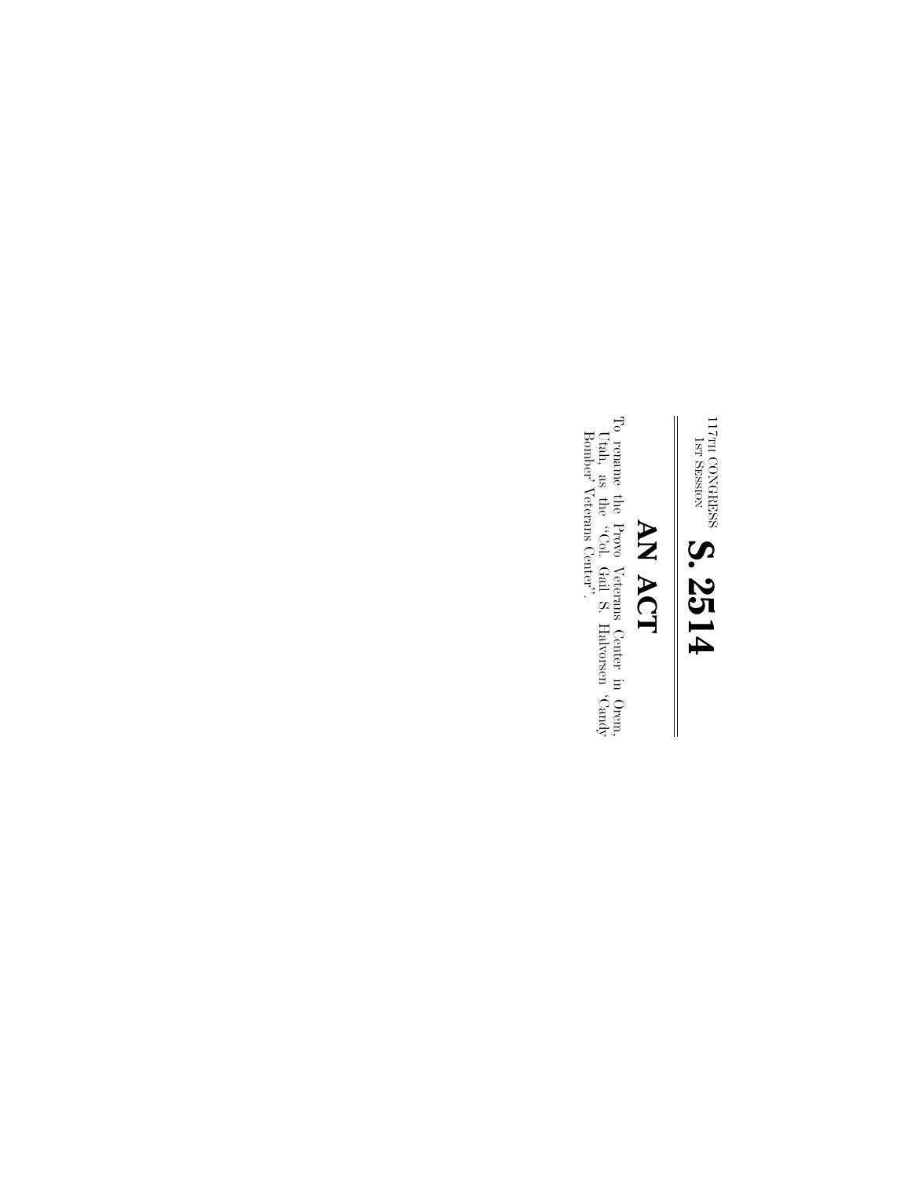117TH CONGRESS
1ST SESSION

# S. 2514

---

# AN ACT

To rename the Provo Veterans Center in Orem, Utah, as the "Col. Gail S. Halvorsen 'Candy Bomber' Veterans Center".